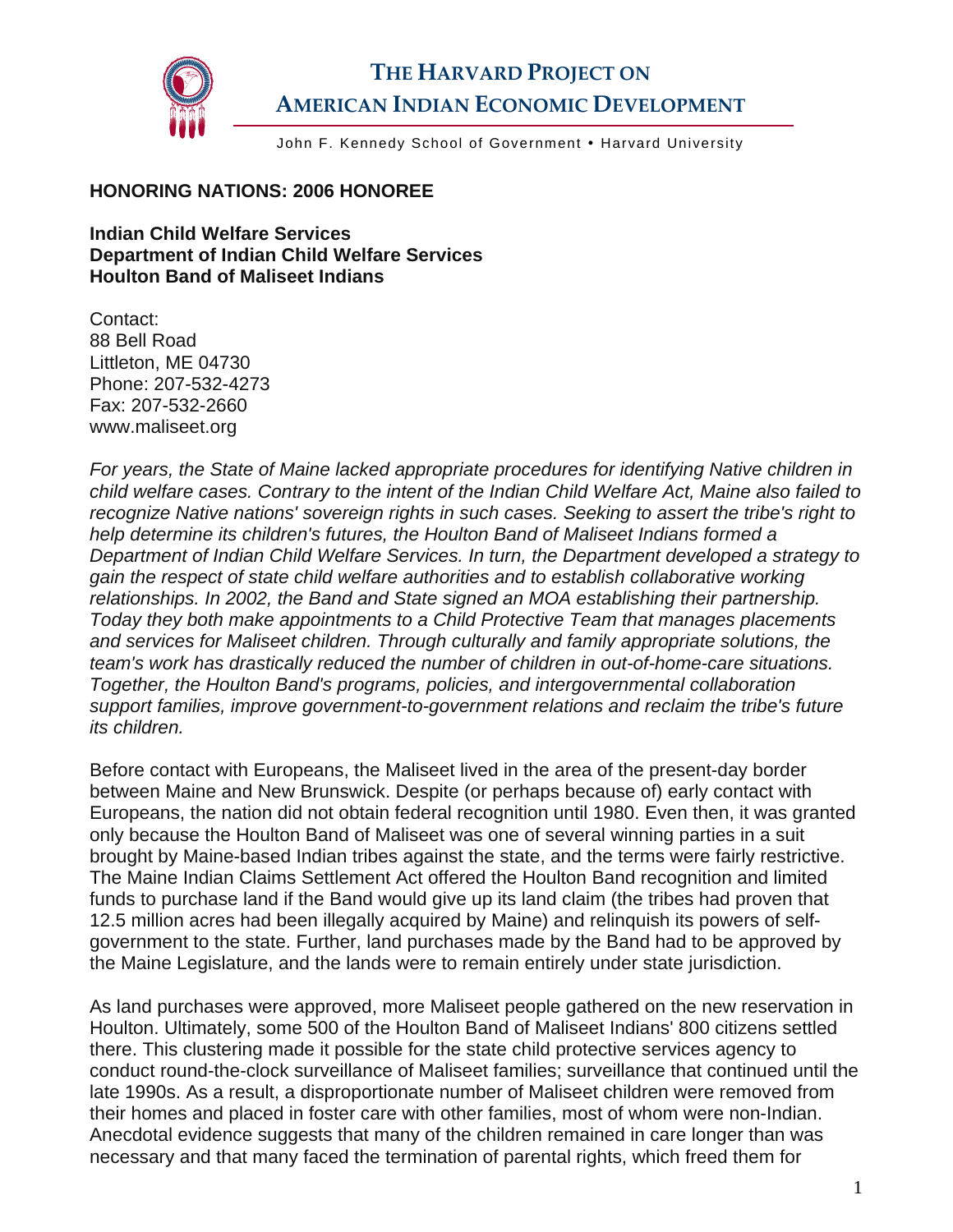# THE HARVARD PROJECT ON AMERICAN INDIAN ECONOMIC DEVELOPMENT

John F. Kennedy School of Government • Harvard University

**HONORING NATIONS: 2006 HONOREE**

**Indian Child Welfare Services**
**Department of Indian Child Welfare Services**
**Houlton Band of Maliseet Indians**

Contact:
88 Bell Road
Littleton, ME 04730
Phone: 207-532-4273
Fax: 207-532-2660
www.maliseet.org

*For years, the State of Maine lacked appropriate procedures for identifying Native children in child welfare cases. Contrary to the intent of the Indian Child Welfare Act, Maine also failed to recognize Native nations' sovereign rights in such cases. Seeking to assert the tribe's right to help determine its children's futures, the Houlton Band of Maliseet Indians formed a Department of Indian Child Welfare Services. In turn, the Department developed a strategy to gain the respect of state child welfare authorities and to establish collaborative working relationships. In 2002, the Band and State signed an MOA establishing their partnership. Today they both make appointments to a Child Protective Team that manages placements and services for Maliseet children. Through culturally and family appropriate solutions, the team's work has drastically reduced the number of children in out-of-home-care situations. Together, the Houlton Band's programs, policies, and intergovernmental collaboration support families, improve government-to-government relations and reclaim the tribe's future its children.*

Before contact with Europeans, the Maliseet lived in the area of the present-day border between Maine and New Brunswick. Despite (or perhaps because of) early contact with Europeans, the nation did not obtain federal recognition until 1980. Even then, it was granted only because the Houlton Band of Maliseet was one of several winning parties in a suit brought by Maine-based Indian tribes against the state, and the terms were fairly restrictive. The Maine Indian Claims Settlement Act offered the Houlton Band recognition and limited funds to purchase land if the Band would give up its land claim (the tribes had proven that 12.5 million acres had been illegally acquired by Maine) and relinquish its powers of self-government to the state. Further, land purchases made by the Band had to be approved by the Maine Legislature, and the lands were to remain entirely under state jurisdiction.

As land purchases were approved, more Maliseet people gathered on the new reservation in Houlton. Ultimately, some 500 of the Houlton Band of Maliseet Indians' 800 citizens settled there. This clustering made it possible for the state child protective services agency to conduct round-the-clock surveillance of Maliseet families; surveillance that continued until the late 1990s. As a result, a disproportionate number of Maliseet children were removed from their homes and placed in foster care with other families, most of whom were non-Indian. Anecdotal evidence suggests that many of the children remained in care longer than was necessary and that many faced the termination of parental rights, which freed them for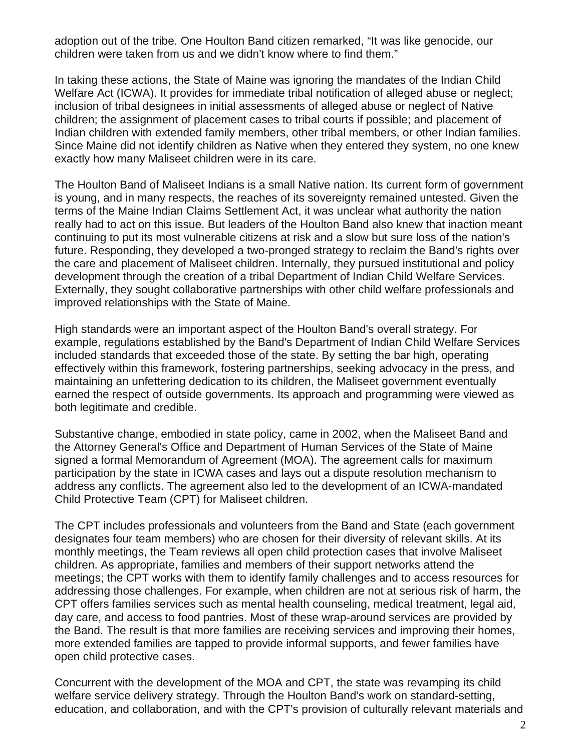adoption out of the tribe. One Houlton Band citizen remarked, "It was like genocide, our children were taken from us and we didn't know where to find them."

In taking these actions, the State of Maine was ignoring the mandates of the Indian Child Welfare Act (ICWA). It provides for immediate tribal notification of alleged abuse or neglect; inclusion of tribal designees in initial assessments of alleged abuse or neglect of Native children; the assignment of placement cases to tribal courts if possible; and placement of Indian children with extended family members, other tribal members, or other Indian families. Since Maine did not identify children as Native when they entered they system, no one knew exactly how many Maliseet children were in its care.

The Houlton Band of Maliseet Indians is a small Native nation. Its current form of government is young, and in many respects, the reaches of its sovereignty remained untested. Given the terms of the Maine Indian Claims Settlement Act, it was unclear what authority the nation really had to act on this issue. But leaders of the Houlton Band also knew that inaction meant continuing to put its most vulnerable citizens at risk and a slow but sure loss of the nation's future. Responding, they developed a two-pronged strategy to reclaim the Band's rights over the care and placement of Maliseet children. Internally, they pursued institutional and policy development through the creation of a tribal Department of Indian Child Welfare Services. Externally, they sought collaborative partnerships with other child welfare professionals and improved relationships with the State of Maine.

High standards were an important aspect of the Houlton Band's overall strategy. For example, regulations established by the Band's Department of Indian Child Welfare Services included standards that exceeded those of the state. By setting the bar high, operating effectively within this framework, fostering partnerships, seeking advocacy in the press, and maintaining an unfettering dedication to its children, the Maliseet government eventually earned the respect of outside governments. Its approach and programming were viewed as both legitimate and credible.

Substantive change, embodied in state policy, came in 2002, when the Maliseet Band and the Attorney General's Office and Department of Human Services of the State of Maine signed a formal Memorandum of Agreement (MOA). The agreement calls for maximum participation by the state in ICWA cases and lays out a dispute resolution mechanism to address any conflicts. The agreement also led to the development of an ICWA-mandated Child Protective Team (CPT) for Maliseet children.

The CPT includes professionals and volunteers from the Band and State (each government designates four team members) who are chosen for their diversity of relevant skills. At its monthly meetings, the Team reviews all open child protection cases that involve Maliseet children. As appropriate, families and members of their support networks attend the meetings; the CPT works with them to identify family challenges and to access resources for addressing those challenges. For example, when children are not at serious risk of harm, the CPT offers families services such as mental health counseling, medical treatment, legal aid, day care, and access to food pantries. Most of these wrap-around services are provided by the Band. The result is that more families are receiving services and improving their homes, more extended families are tapped to provide informal supports, and fewer families have open child protective cases.

Concurrent with the development of the MOA and CPT, the state was revamping its child welfare service delivery strategy. Through the Houlton Band's work on standard-setting, education, and collaboration, and with the CPT's provision of culturally relevant materials and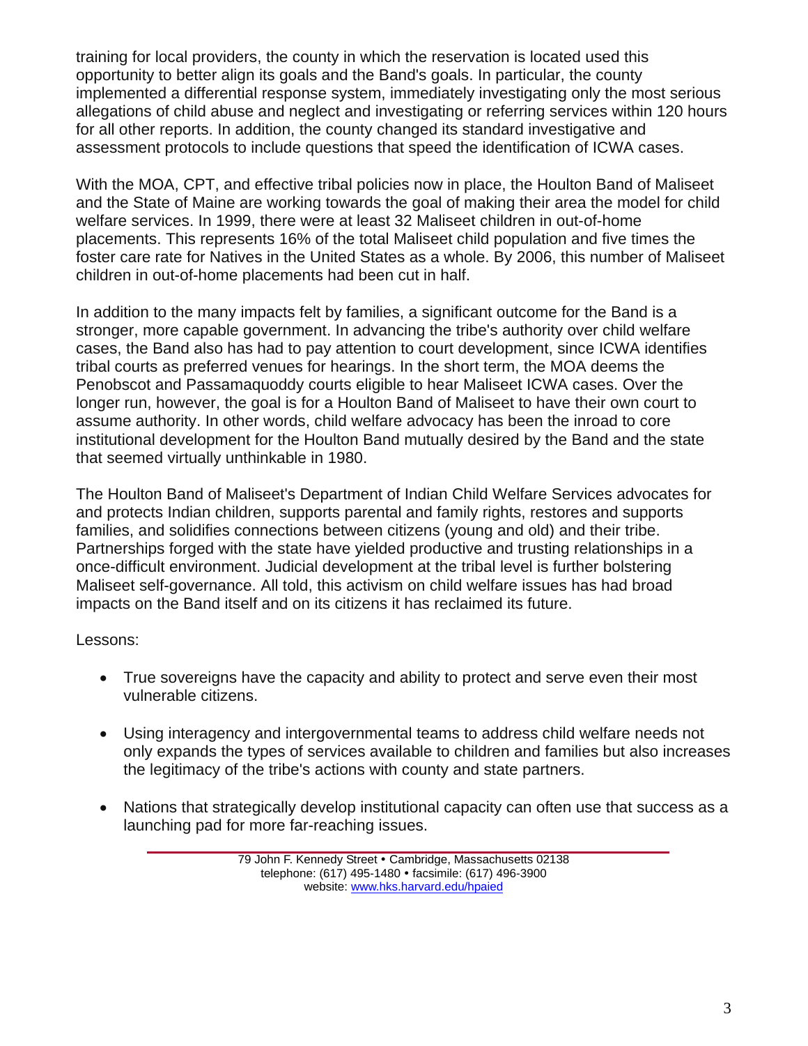training for local providers, the county in which the reservation is located used this opportunity to better align its goals and the Band's goals. In particular, the county implemented a differential response system, immediately investigating only the most serious allegations of child abuse and neglect and investigating or referring services within 120 hours for all other reports. In addition, the county changed its standard investigative and assessment protocols to include questions that speed the identification of ICWA cases.

With the MOA, CPT, and effective tribal policies now in place, the Houlton Band of Maliseet and the State of Maine are working towards the goal of making their area the model for child welfare services. In 1999, there were at least 32 Maliseet children in out-of-home placements. This represents 16% of the total Maliseet child population and five times the foster care rate for Natives in the United States as a whole. By 2006, this number of Maliseet children in out-of-home placements had been cut in half.

In addition to the many impacts felt by families, a significant outcome for the Band is a stronger, more capable government. In advancing the tribe's authority over child welfare cases, the Band also has had to pay attention to court development, since ICWA identifies tribal courts as preferred venues for hearings. In the short term, the MOA deems the Penobscot and Passamaquoddy courts eligible to hear Maliseet ICWA cases. Over the longer run, however, the goal is for a Houlton Band of Maliseet to have their own court to assume authority. In other words, child welfare advocacy has been the inroad to core institutional development for the Houlton Band mutually desired by the Band and the state that seemed virtually unthinkable in 1980.

The Houlton Band of Maliseet's Department of Indian Child Welfare Services advocates for and protects Indian children, supports parental and family rights, restores and supports families, and solidifies connections between citizens (young and old) and their tribe. Partnerships forged with the state have yielded productive and trusting relationships in a once-difficult environment. Judicial development at the tribal level is further bolstering Maliseet self-governance. All told, this activism on child welfare issues has had broad impacts on the Band itself and on its citizens it has reclaimed its future.

Lessons:

- True sovereigns have the capacity and ability to protect and serve even their most vulnerable citizens.
- Using interagency and intergovernmental teams to address child welfare needs not only expands the types of services available to children and families but also increases the legitimacy of the tribe's actions with county and state partners.
- Nations that strategically develop institutional capacity can often use that success as a launching pad for more far-reaching issues.

79 John F. Kennedy Street • Cambridge, Massachusetts 02138
telephone: (617) 495-1480 • facsimile: (617) 496-3900
website: www.hks.harvard.edu/hpaied